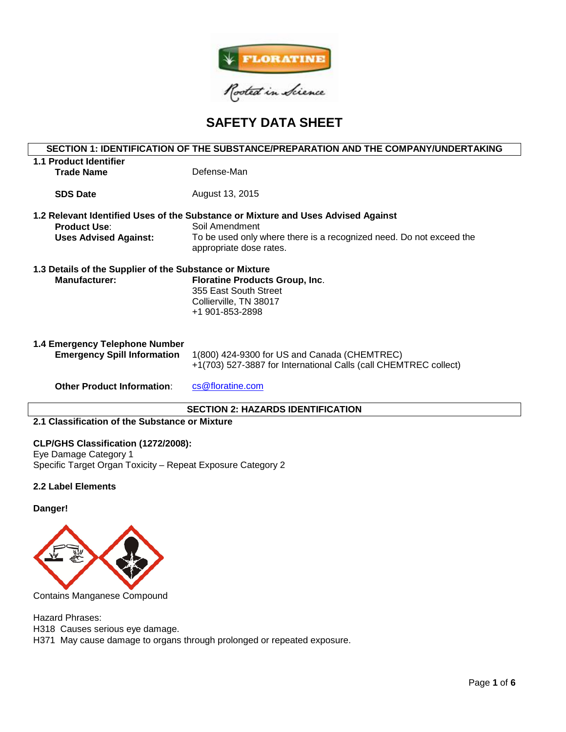# SAFETY DATA SHEET

## SECTION 1: IDENTIFICATION OF THE SUBSTANCE/PREPARATION AND THE COMPANY/UNDERTAKING

### 1.1 Product Identifier

**Trade Name** Defense-Man

**SDS Date** August 13, 2015

### 1.2 Relevant Identified Uses of the Substance or Mixture and Uses Advised Against

**Product Use**: Soil Amendment

**Uses Advised Against:** To be used only where there is a recognized need. Do not exceed the appropriate dose rates.

### 1.3 Details of the Supplier of the Substance or Mixture

**Manufacturer:** **Floratine Products Group, Inc**.
355 East South Street
Collierville, TN 38017
+1 901-853-2898

### 1.4 Emergency Telephone Number

**Emergency Spill Information** 1(800) 424-9300 for US and Canada (CHEMTREC)
+1(703) 527-3887 for International Calls (call CHEMTREC collect)

**Other Product Information**: cs@floratine.com

## SECTION 2: HAZARDS IDENTIFICATION

### 2.1 Classification of the Substance or Mixture

**CLP/GHS Classification (1272/2008):**
Eye Damage Category 1
Specific Target Organ Toxicity – Repeat Exposure Category 2

### 2.2 Label Elements

**Danger!**

Contains Manganese Compound

Hazard Phrases:
H318 Causes serious eye damage.
H371 May cause damage to organs through prolonged or repeated exposure.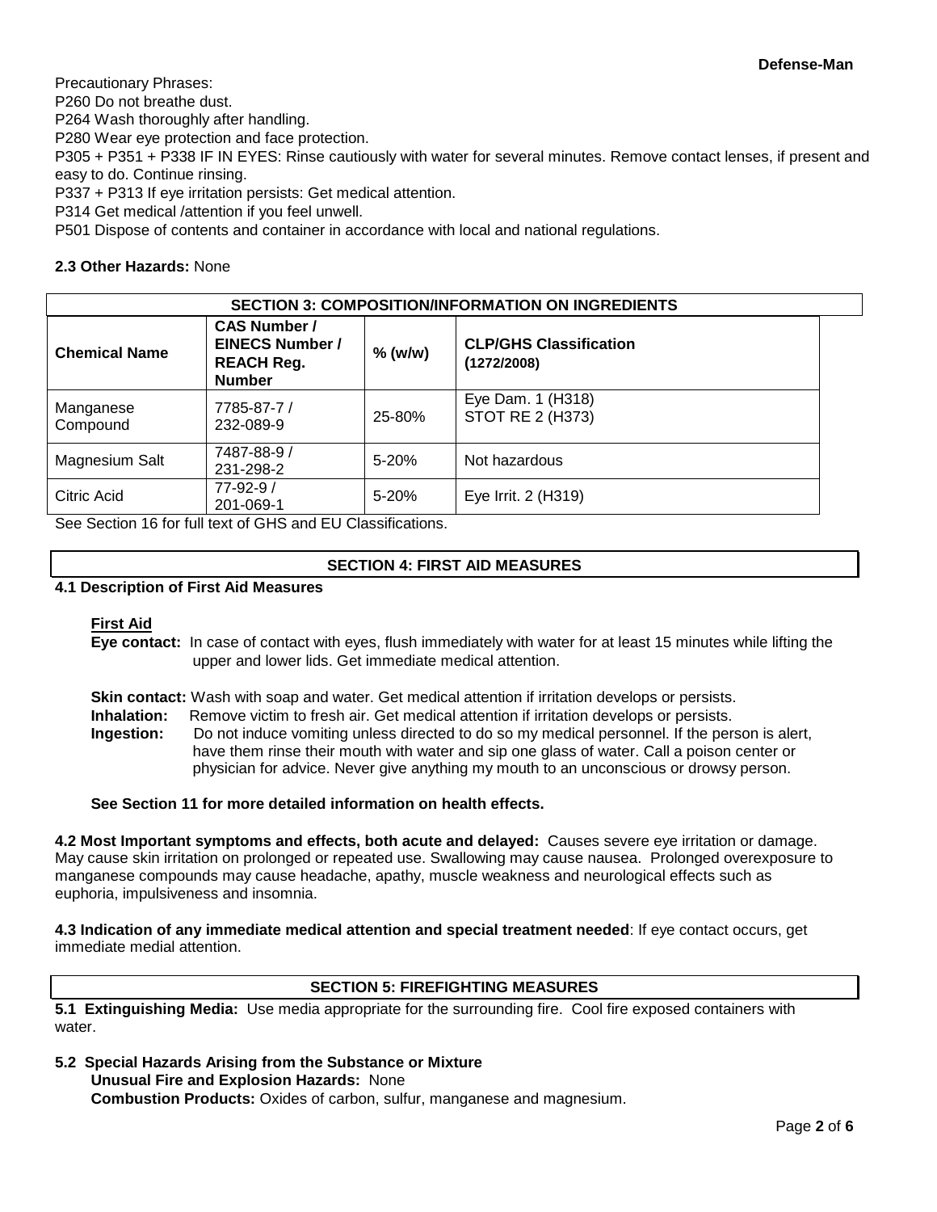Precautionary Phrases:

P260 Do not breathe dust.

P264 Wash thoroughly after handling.

P280 Wear eye protection and face protection.

P305 + P351 + P338 IF IN EYES: Rinse cautiously with water for several minutes. Remove contact lenses, if present and easy to do. Continue rinsing.

P337 + P313 If eye irritation persists: Get medical attention.

P314 Get medical /attention if you feel unwell.

P501 Dispose of contents and container in accordance with local and national regulations.

**2.3 Other Hazards:** None

## SECTION 3: COMPOSITION/INFORMATION ON INGREDIENTS

| Chemical Name | CAS Number / EINECS Number / REACH Reg. Number | % (w/w) | CLP/GHS Classification (1272/2008) |
|---|---|---|---|
| Manganese Compound | 7785-87-7 / 232-089-9 | 25-80% | Eye Dam. 1 (H318) STOT RE 2 (H373) |
| Magnesium Salt | 7487-88-9 / 231-298-2 | 5-20% | Not hazardous |
| Citric Acid | 77-92-9 / 201-069-1 | 5-20% | Eye Irrit. 2 (H319) |

See Section 16 for full text of GHS and EU Classifications.

## SECTION 4: FIRST AID MEASURES

**4.1 Description of First Aid Measures**

**First Aid**

**Eye contact:** In case of contact with eyes, flush immediately with water for at least 15 minutes while lifting the upper and lower lids. Get immediate medical attention.

**Skin contact:** Wash with soap and water. Get medical attention if irritation develops or persists.

**Inhalation:** Remove victim to fresh air. Get medical attention if irritation develops or persists.

**Ingestion:** Do not induce vomiting unless directed to do so my medical personnel. If the person is alert, have them rinse their mouth with water and sip one glass of water. Call a poison center or physician for advice. Never give anything my mouth to an unconscious or drowsy person.

**See Section 11 for more detailed information on health effects.**

**4.2 Most Important symptoms and effects, both acute and delayed:** Causes severe eye irritation or damage. May cause skin irritation on prolonged or repeated use. Swallowing may cause nausea. Prolonged overexposure to manganese compounds may cause headache, apathy, muscle weakness and neurological effects such as euphoria, impulsiveness and insomnia.

**4.3 Indication of any immediate medical attention and special treatment needed**: If eye contact occurs, get immediate medial attention.

## SECTION 5: FIREFIGHTING MEASURES

**5.1 Extinguishing Media:** Use media appropriate for the surrounding fire. Cool fire exposed containers with water.

**5.2 Special Hazards Arising from the Substance or Mixture**

**Unusual Fire and Explosion Hazards:** None

**Combustion Products:** Oxides of carbon, sulfur, manganese and magnesium.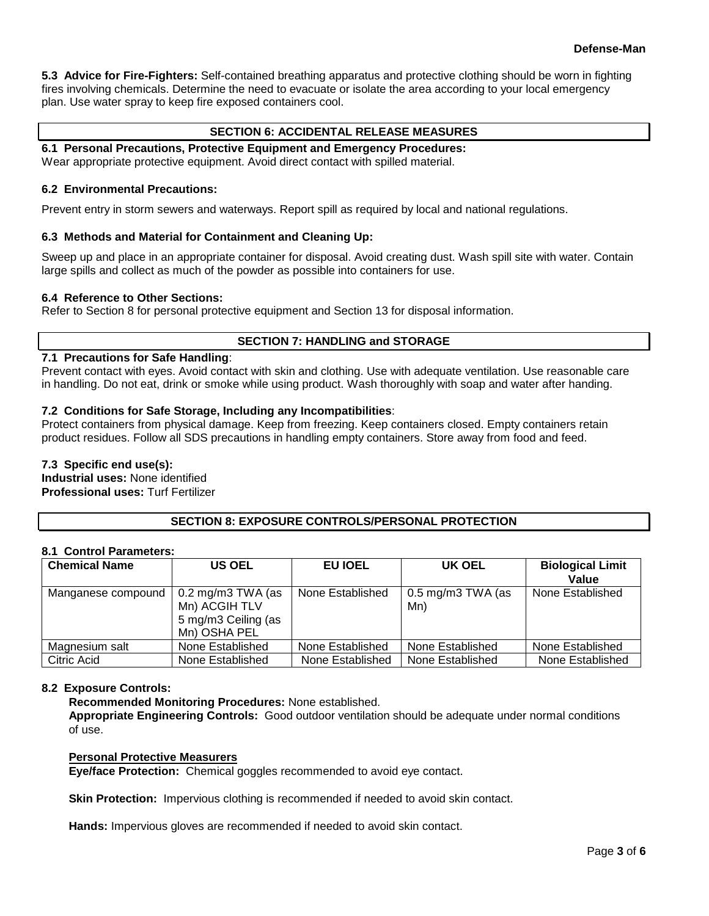**5.3 Advice for Fire-Fighters:** Self-contained breathing apparatus and protective clothing should be worn in fighting fires involving chemicals. Determine the need to evacuate or isolate the area according to your local emergency plan. Use water spray to keep fire exposed containers cool.

## SECTION 6: ACCIDENTAL RELEASE MEASURES

**6.1 Personal Precautions, Protective Equipment and Emergency Procedures:**
Wear appropriate protective equipment. Avoid direct contact with spilled material.

**6.2 Environmental Precautions:**

Prevent entry in storm sewers and waterways. Report spill as required by local and national regulations.

**6.3 Methods and Material for Containment and Cleaning Up:**

Sweep up and place in an appropriate container for disposal. Avoid creating dust. Wash spill site with water. Contain large spills and collect as much of the powder as possible into containers for use.

**6.4 Reference to Other Sections:**
Refer to Section 8 for personal protective equipment and Section 13 for disposal information.

## SECTION 7: HANDLING and STORAGE

**7.1 Precautions for Safe Handling**:
Prevent contact with eyes. Avoid contact with skin and clothing. Use with adequate ventilation. Use reasonable care in handling. Do not eat, drink or smoke while using product. Wash thoroughly with soap and water after handing.

**7.2 Conditions for Safe Storage, Including any Incompatibilities**:
Protect containers from physical damage. Keep from freezing. Keep containers closed. Empty containers retain product residues. Follow all SDS precautions in handling empty containers. Store away from food and feed.

**7.3 Specific end use(s):**
**Industrial uses:** None identified
**Professional uses:** Turf Fertilizer

## SECTION 8: EXPOSURE CONTROLS/PERSONAL PROTECTION

**8.1 Control Parameters:**

| Chemical Name | US OEL | EU IOEL | UK OEL | Biological Limit Value |
|---|---|---|---|---|
| Manganese compound | 0.2 mg/m3 TWA (as Mn) ACGIH TLV 5 mg/m3 Ceiling (as Mn) OSHA PEL | None Established | 0.5 mg/m3 TWA (as Mn) | None Established |
| Magnesium salt | None Established | None Established | None Established | None Established |
| Citric Acid | None Established | None Established | None Established | None Established |

**8.2 Exposure Controls:**

**Recommended Monitoring Procedures:** None established.
**Appropriate Engineering Controls:** Good outdoor ventilation should be adequate under normal conditions of use.

**Personal Protective Measurers**
**Eye/face Protection:** Chemical goggles recommended to avoid eye contact.

**Skin Protection:** Impervious clothing is recommended if needed to avoid skin contact.

**Hands:** Impervious gloves are recommended if needed to avoid skin contact.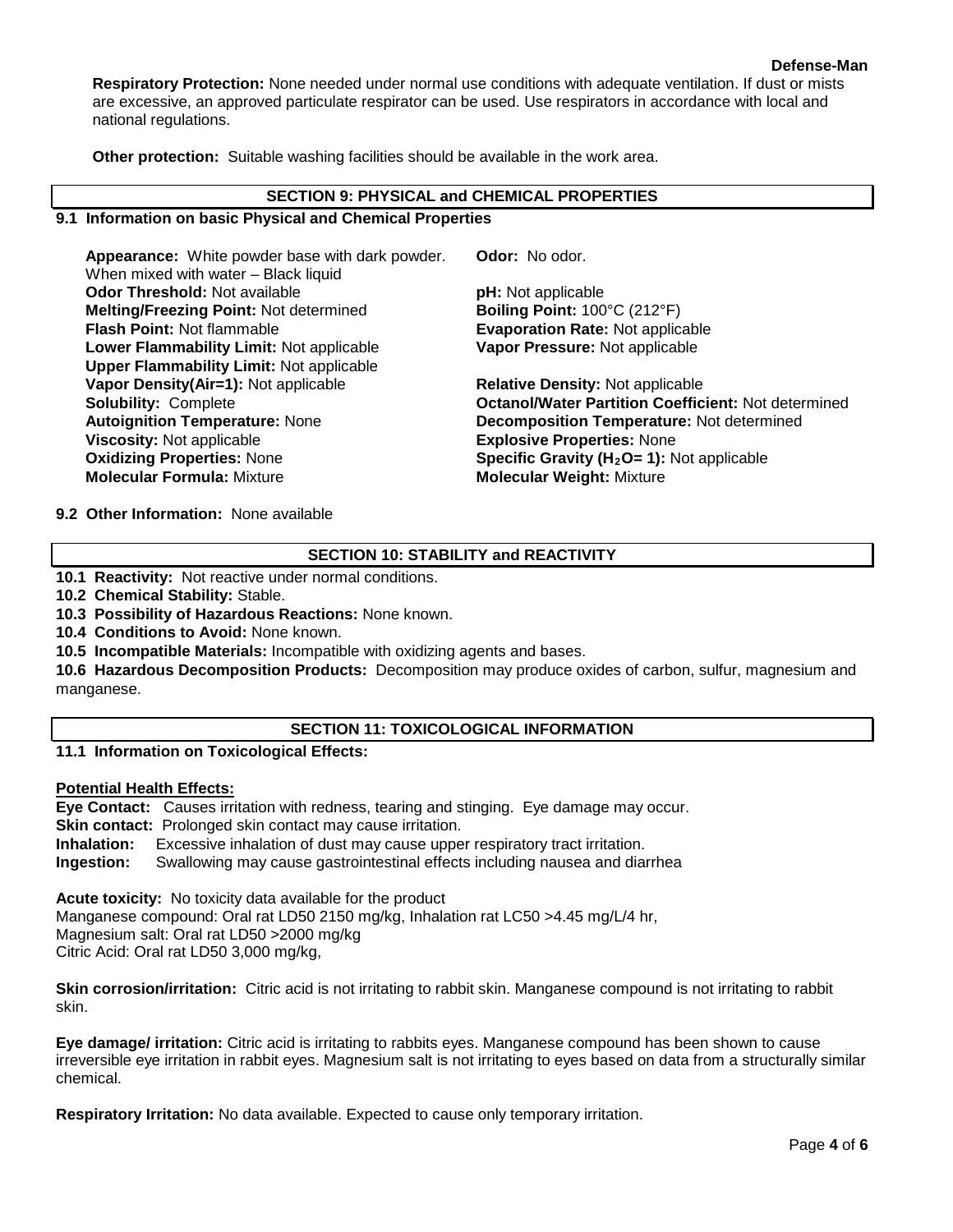**Respiratory Protection:** None needed under normal use conditions with adequate ventilation. If dust or mists are excessive, an approved particulate respirator can be used. Use respirators in accordance with local and national regulations.

**Other protection:** Suitable washing facilities should be available in the work area.

## SECTION 9: PHYSICAL and CHEMICAL PROPERTIES

### 9.1 Information on basic Physical and Chemical Properties

**Appearance:** White powder base with dark powder. When mixed with water – Black liquid
**Odor:** No odor.
**Odor Threshold:** Not available
**pH:** Not applicable
**Melting/Freezing Point:** Not determined
**Boiling Point:** 100°C (212°F)
**Flash Point:** Not flammable
**Evaporation Rate:** Not applicable
**Lower Flammability Limit:** Not applicable
**Vapor Pressure:** Not applicable
**Upper Flammability Limit:** Not applicable
**Vapor Density(Air=1):** Not applicable
**Relative Density:** Not applicable
**Solubility:** Complete
**Octanol/Water Partition Coefficient:** Not determined
**Autoignition Temperature:** None
**Decomposition Temperature:** Not determined
**Viscosity:** Not applicable
**Explosive Properties:** None
**Oxidizing Properties:** None
**Specific Gravity ($H_2O$= 1):** Not applicable
**Molecular Formula:** Mixture
**Molecular Weight:** Mixture

### 9.2 Other Information: None available

## SECTION 10: STABILITY and REACTIVITY

**10.1 Reactivity:** Not reactive under normal conditions.
**10.2 Chemical Stability:** Stable.
**10.3 Possibility of Hazardous Reactions:** None known.
**10.4 Conditions to Avoid:** None known.
**10.5 Incompatible Materials:** Incompatible with oxidizing agents and bases.
**10.6 Hazardous Decomposition Products:** Decomposition may produce oxides of carbon, sulfur, magnesium and manganese.

## SECTION 11: TOXICOLOGICAL INFORMATION

### 11.1 Information on Toxicological Effects:

**Potential Health Effects:**
**Eye Contact:** Causes irritation with redness, tearing and stinging. Eye damage may occur.
**Skin contact:** Prolonged skin contact may cause irritation.
**Inhalation:** Excessive inhalation of dust may cause upper respiratory tract irritation.
**Ingestion:** Swallowing may cause gastrointestinal effects including nausea and diarrhea

**Acute toxicity:** No toxicity data available for the product
Manganese compound: Oral rat LD50 2150 mg/kg, Inhalation rat LC50 >4.45 mg/L/4 hr,
Magnesium salt: Oral rat LD50 >2000 mg/kg
Citric Acid: Oral rat LD50 3,000 mg/kg,

**Skin corrosion/irritation:** Citric acid is not irritating to rabbit skin. Manganese compound is not irritating to rabbit skin.

**Eye damage/ irritation:** Citric acid is irritating to rabbits eyes. Manganese compound has been shown to cause irreversible eye irritation in rabbit eyes. Magnesium salt is not irritating to eyes based on data from a structurally similar chemical.

**Respiratory Irritation:** No data available. Expected to cause only temporary irritation.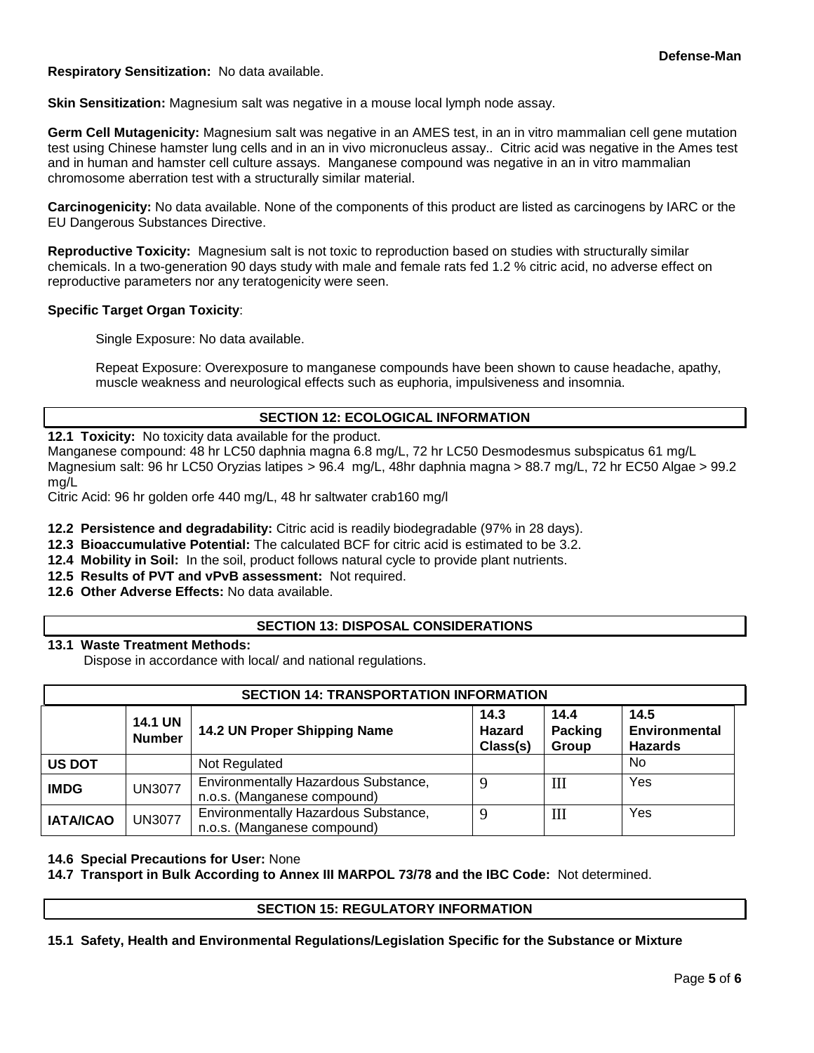**Respiratory Sensitization:** No data available.

**Skin Sensitization:** Magnesium salt was negative in a mouse local lymph node assay.

**Germ Cell Mutagenicity:** Magnesium salt was negative in an AMES test, in an in vitro mammalian cell gene mutation test using Chinese hamster lung cells and in an in vivo micronucleus assay.. Citric acid was negative in the Ames test and in human and hamster cell culture assays. Manganese compound was negative in an in vitro mammalian chromosome aberration test with a structurally similar material.

**Carcinogenicity:** No data available. None of the components of this product are listed as carcinogens by IARC or the EU Dangerous Substances Directive.

**Reproductive Toxicity:** Magnesium salt is not toxic to reproduction based on studies with structurally similar chemicals. In a two-generation 90 days study with male and female rats fed 1.2 % citric acid, no adverse effect on reproductive parameters nor any teratogenicity were seen.

**Specific Target Organ Toxicity**:

Single Exposure: No data available.

Repeat Exposure: Overexposure to manganese compounds have been shown to cause headache, apathy, muscle weakness and neurological effects such as euphoria, impulsiveness and insomnia.

## SECTION 12: ECOLOGICAL INFORMATION

**12.1 Toxicity:** No toxicity data available for the product.
Manganese compound: 48 hr LC50 daphnia magna 6.8 mg/L, 72 hr LC50 Desmodesmus subspicatus 61 mg/L
Magnesium salt: 96 hr LC50 Oryzias latipes > 96.4 mg/L, 48hr daphnia magna > 88.7 mg/L, 72 hr EC50 Algae > 99.2 mg/L
Citric Acid: 96 hr golden orfe 440 mg/L, 48 hr saltwater crab160 mg/l

**12.2 Persistence and degradability:** Citric acid is readily biodegradable (97% in 28 days).
**12.3 Bioaccumulative Potential:** The calculated BCF for citric acid is estimated to be 3.2.
**12.4 Mobility in Soil:** In the soil, product follows natural cycle to provide plant nutrients.
**12.5 Results of PVT and vPvB assessment:** Not required.
**12.6 Other Adverse Effects:** No data available.

## SECTION 13: DISPOSAL CONSIDERATIONS

**13.1 Waste Treatment Methods:**
Dispose in accordance with local/ and national regulations.

## SECTION 14: TRANSPORTATION INFORMATION

| | 14.1 UN Number | 14.2 UN Proper Shipping Name | 14.3 Hazard Class(s) | 14.4 Packing Group | 14.5 Environmental Hazards |
|---|---|---|---|---|---|
| **US DOT** | | Not Regulated | | | No |
| **IMDG** | UN3077 | Environmentally Hazardous Substance, n.o.s. (Manganese compound) | 9 | III | Yes |
| **IATA/ICAO** | UN3077 | Environmentally Hazardous Substance, n.o.s. (Manganese compound) | 9 | III | Yes |

**14.6 Special Precautions for User:** None
**14.7 Transport in Bulk According to Annex III MARPOL 73/78 and the IBC Code:** Not determined.

## SECTION 15: REGULATORY INFORMATION

**15.1 Safety, Health and Environmental Regulations/Legislation Specific for the Substance or Mixture**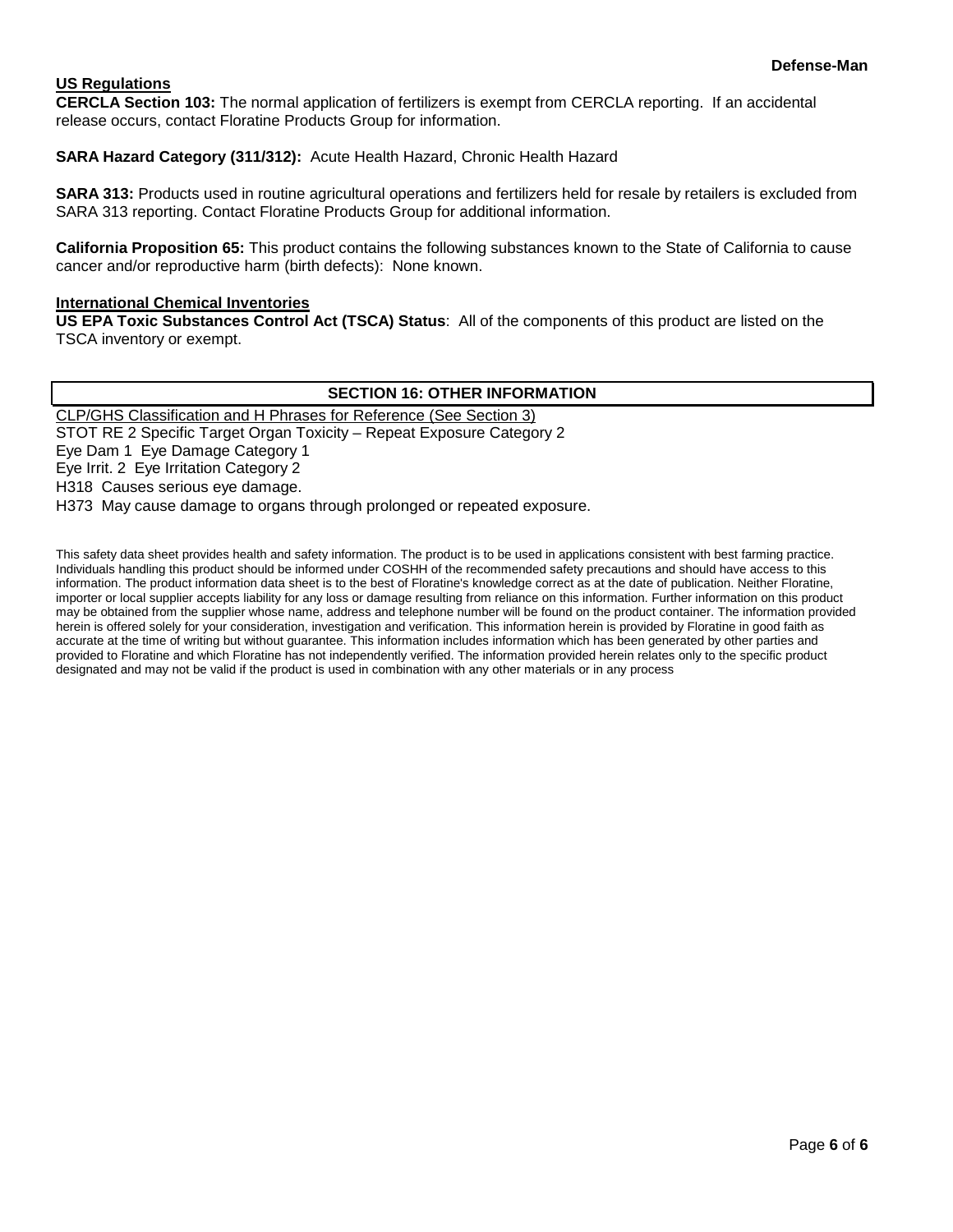### US Regulations

**CERCLA Section 103:** The normal application of fertilizers is exempt from CERCLA reporting. If an accidental release occurs, contact Floratine Products Group for information.

**SARA Hazard Category (311/312):** Acute Health Hazard, Chronic Health Hazard

**SARA 313:** Products used in routine agricultural operations and fertilizers held for resale by retailers is excluded from SARA 313 reporting. Contact Floratine Products Group for additional information.

**California Proposition 65:** This product contains the following substances known to the State of California to cause cancer and/or reproductive harm (birth defects): None known.

### International Chemical Inventories

**US EPA Toxic Substances Control Act (TSCA) Status**: All of the components of this product are listed on the TSCA inventory or exempt.

## SECTION 16: OTHER INFORMATION

CLP/GHS Classification and H Phrases for Reference (See Section 3)

STOT RE 2 Specific Target Organ Toxicity – Repeat Exposure Category 2

Eye Dam 1 Eye Damage Category 1

Eye Irrit. 2 Eye Irritation Category 2

H318 Causes serious eye damage.

H373 May cause damage to organs through prolonged or repeated exposure.

This safety data sheet provides health and safety information. The product is to be used in applications consistent with best farming practice. Individuals handling this product should be informed under COSHH of the recommended safety precautions and should have access to this information. The product information data sheet is to the best of Floratine's knowledge correct as at the date of publication. Neither Floratine, importer or local supplier accepts liability for any loss or damage resulting from reliance on this information. Further information on this product may be obtained from the supplier whose name, address and telephone number will be found on the product container. The information provided herein is offered solely for your consideration, investigation and verification. This information herein is provided by Floratine in good faith as accurate at the time of writing but without guarantee. This information includes information which has been generated by other parties and provided to Floratine and which Floratine has not independently verified. The information provided herein relates only to the specific product designated and may not be valid if the product is used in combination with any other materials or in any process